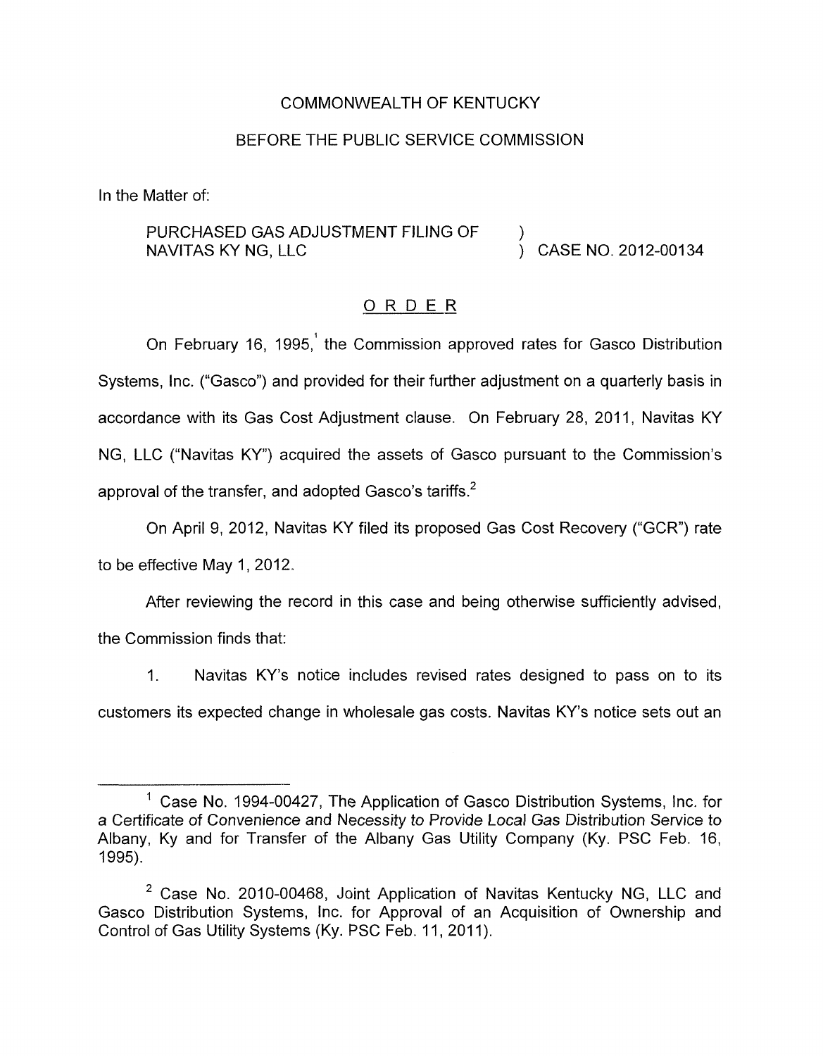COMMONWEALTH OF KENTUCKY

BEFORE THE PUBLIC SERVICE COMMISSION

In the Matter of:

PURCHASED GAS ADJUSTMENT FILING OF NAVITAS KY NG, LLC ) CASE NO. 2012-00134

## ORDER

On February 16, 1995,[1] the Commission approved rates for Gasco Distribution Systems, Inc. ("Gasco") and provided for their further adjustment on a quarterly basis in accordance with its Gas Cost Adjustment clause. On February 28, 2011, Navitas KY NG, LLC ("Navitas KY") acquired the assets of Gasco pursuant to the Commission's approval of the transfer, and adopted Gasco's tariffs.[2]

On April 9, 2012, Navitas KY filed its proposed Gas Cost Recovery ("GCR") rate to be effective May 1, 2012.

After reviewing the record in this case and being otherwise sufficiently advised, the Commission finds that:

1. Navitas KY's notice includes revised rates designed to pass on to its customers its expected change in wholesale gas costs. Navitas KY's notice sets out an

---

[1] Case No. 1994-00427, The Application of Gasco Distribution Systems, Inc. for a Certificate of Convenience and Necessity to Provide Local Gas Distribution Service to Albany, Ky and for Transfer of the Albany Gas Utility Company (Ky. PSC Feb. 16, 1995).

[2] Case No. 2010-00468, Joint Application of Navitas Kentucky NG, LLC and Gasco Distribution Systems, Inc. for Approval of an Acquisition of Ownership and Control of Gas Utility Systems (Ky. PSC Feb. 11, 2011).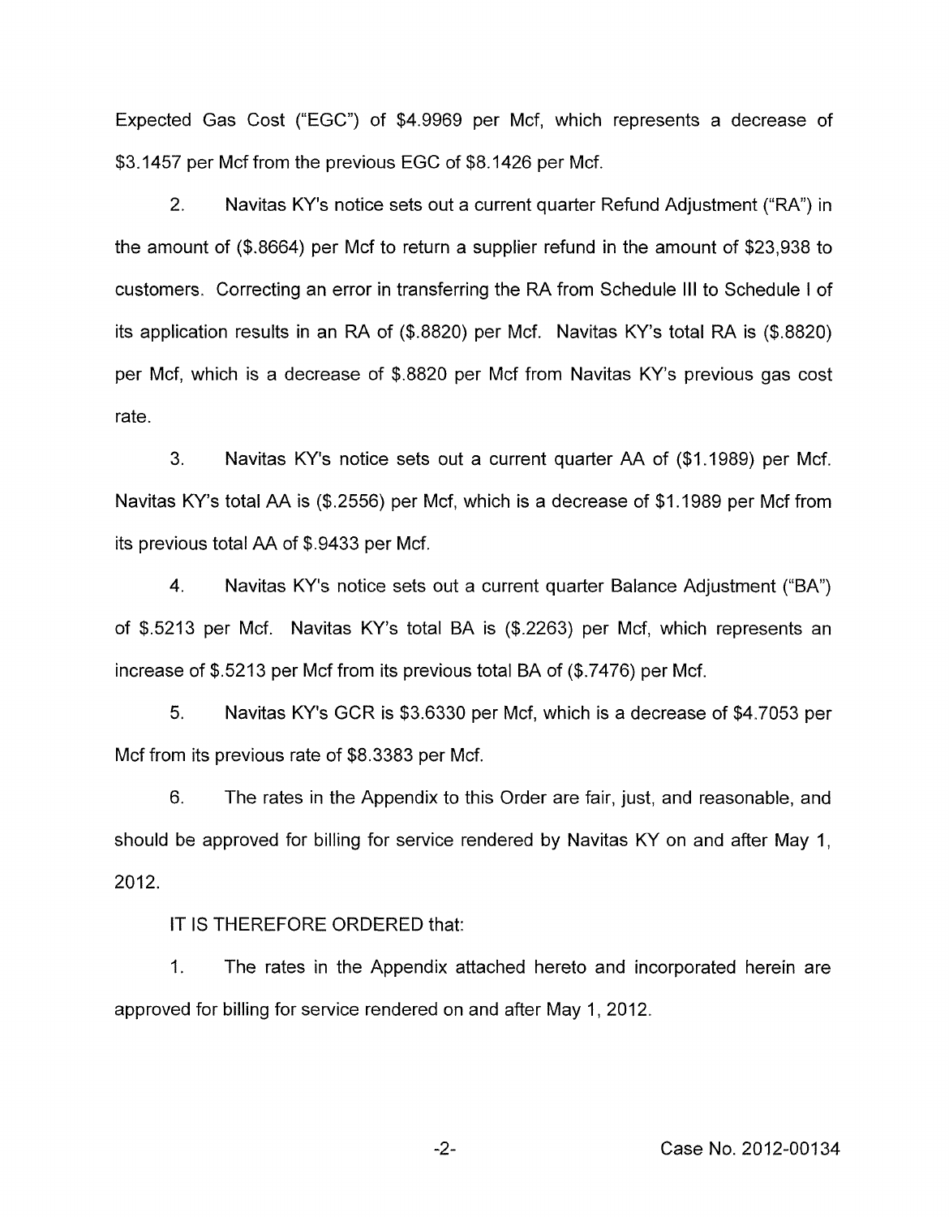Expected Gas Cost ("EGC") of $4.9969 per Mcf, which represents a decrease of $3.1457 per Mcf from the previous EGC of $8.1426 per Mcf.

2. Navitas KY's notice sets out a current quarter Refund Adjustment ("RA") in the amount of ($.8664) per Mcf to return a supplier refund in the amount of $23,938 to customers. Correcting an error in transferring the RA from Schedule III to Schedule I of its application results in an RA of ($.8820) per Mcf. Navitas KY's total RA is ($.8820) per Mcf, which is a decrease of $.8820 per Mcf from Navitas KY's previous gas cost rate.

3. Navitas KY's notice sets out a current quarter AA of ($1.1989) per Mcf. Navitas KY's total AA is ($.2556) per Mcf, which is a decrease of $1.1989 per Mcf from its previous total AA of $.9433 per Mcf.

4. Navitas KY's notice sets out a current quarter Balance Adjustment ("BA") of $.5213 per Mcf. Navitas KY's total BA is ($.2263) per Mcf, which represents an increase of $.5213 per Mcf from its previous total BA of ($.7476) per Mcf.

5. Navitas KY's GCR is $3.6330 per Mcf, which is a decrease of $4.7053 per Mcf from its previous rate of $8.3383 per Mcf.

6. The rates in the Appendix to this Order are fair, just, and reasonable, and should be approved for billing for service rendered by Navitas KY on and after May 1, 2012.

IT IS THEREFORE ORDERED that:

1. The rates in the Appendix attached hereto and incorporated herein are approved for billing for service rendered on and after May 1, 2012.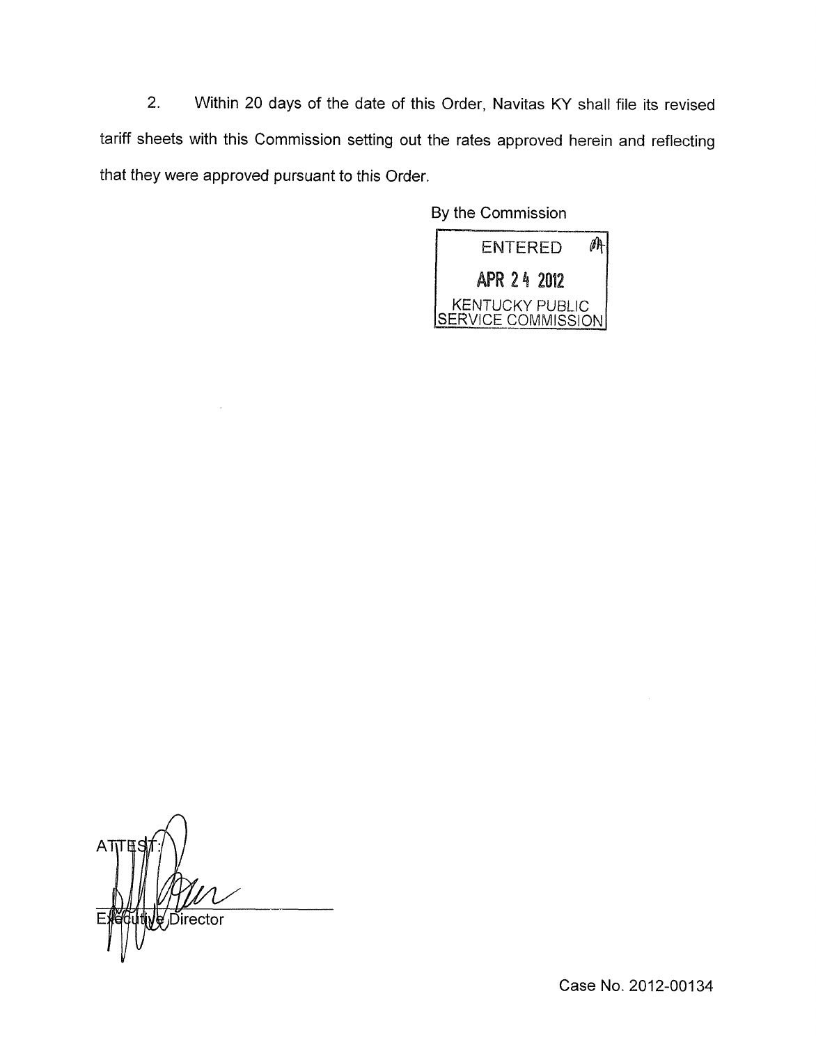2. Within 20 days of the date of this Order, Navitas KY shall file its revised tariff sheets with this Commission setting out the rates approved herein and reflecting that they were approved pursuant to this Order.

By the Commission

ENTERED

APR 24 2012

KENTUCKY PUBLIC SERVICE COMMISSION

ATTEST:

Executive Director

Case No. 2012-00134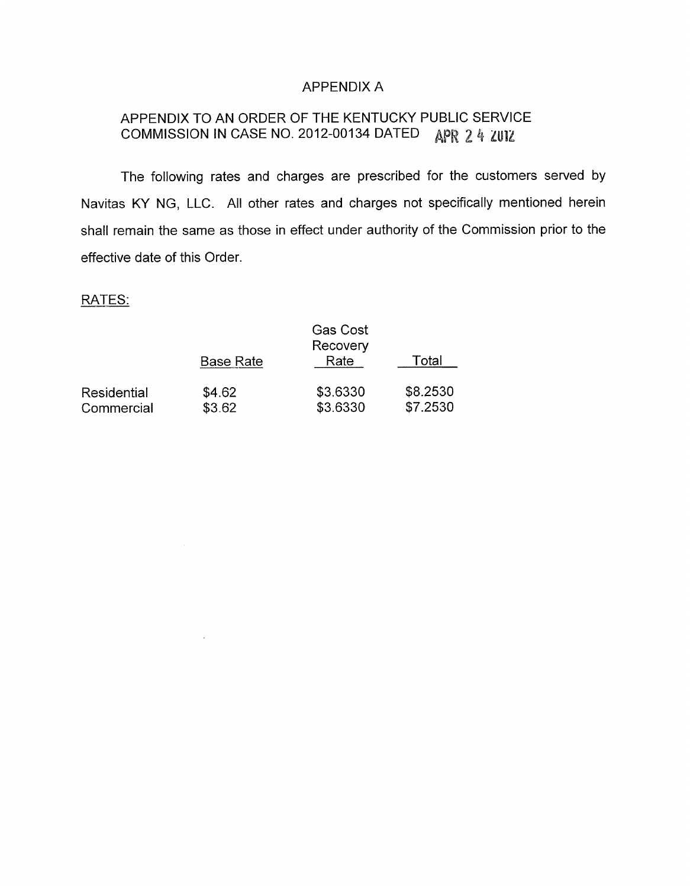# APPENDIX A

## APPENDIX TO AN ORDER OF THE KENTUCKY PUBLIC SERVICE COMMISSION IN CASE NO. 2012-00134 DATED APR 24 2012

The following rates and charges are prescribed for the customers served by Navitas KY NG, LLC. All other rates and charges not specifically mentioned herein shall remain the same as those in effect under authority of the Commission prior to the effective date of this Order.

RATES:

| | Base Rate | Gas Cost Recovery Rate | Total |
|---|---|---|---|
| Residential | $4.62 | $3.6330 | $8.2530 |
| Commercial | $3.62 | $3.6330 | $7.2530 |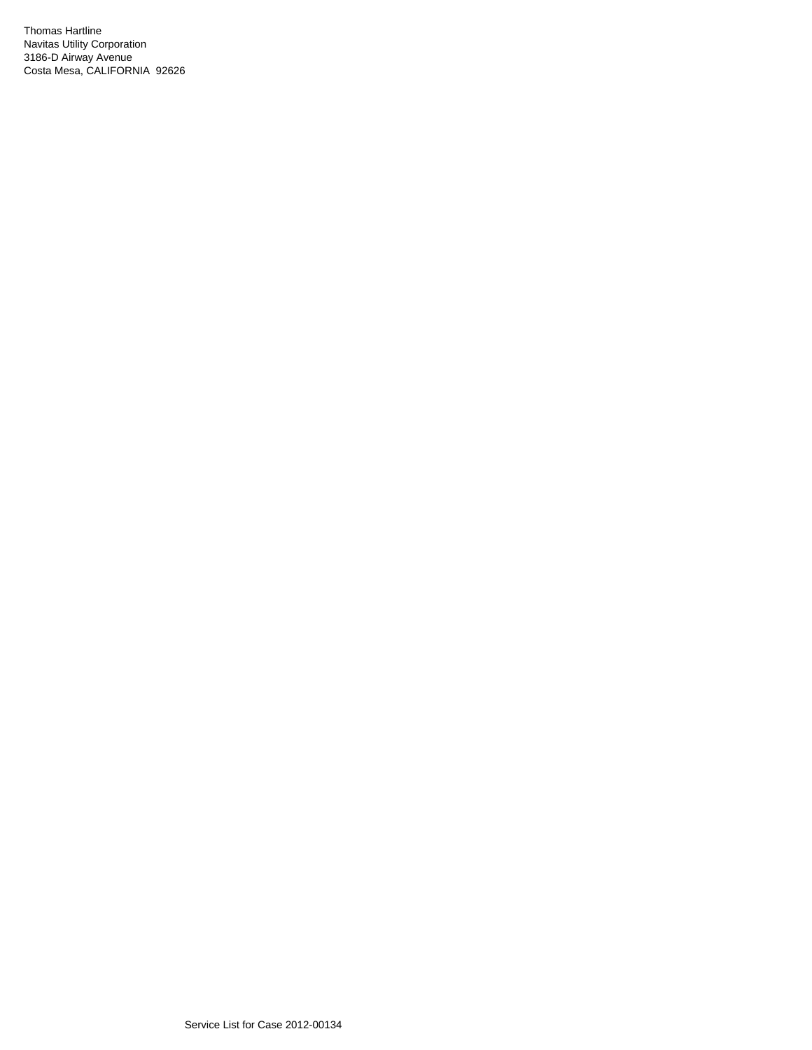Thomas Hartline
Navitas Utility Corporation
3186-D Airway Avenue
Costa Mesa, CALIFORNIA  92626